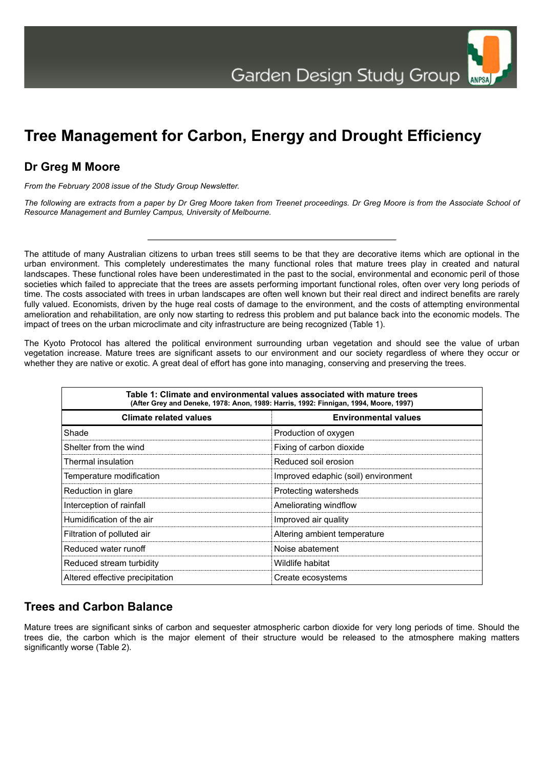# Tree Management for Carbon, Energy and Drought Efficiency

## Dr Greg M Moore

*From the February 2008 issue of the Study Group Newsletter.*

*The following are extracts from a paper by Dr Greg Moore taken from Treenet proceedings. Dr Greg Moore is from the Associate School of Resource Management and Burnley Campus, University of Melbourne.*

---

The attitude of many Australian citizens to urban trees still seems to be that they are decorative items which are optional in the urban environment. This completely underestimates the many functional roles that mature trees play in created and natural landscapes. These functional roles have been underestimated in the past to the social, environmental and economic peril of those societies which failed to appreciate that the trees are assets performing important functional roles, often over very long periods of time. The costs associated with trees in urban landscapes are often well known but their real direct and indirect benefits are rarely fully valued. Economists, driven by the huge real costs of damage to the environment, and the costs of attempting environmental amelioration and rehabilitation, are only now starting to redress this problem and put balance back into the economic models. The impact of trees on the urban microclimate and city infrastructure are being recognized (Table 1).

The Kyoto Protocol has altered the political environment surrounding urban vegetation and should see the value of urban vegetation increase. Mature trees are significant assets to our environment and our society regardless of where they occur or whether they are native or exotic. A great deal of effort has gone into managing, conserving and preserving the trees.

**Table 1: Climate and environmental values associated with mature trees**
**(After Grey and Deneke, 1978: Anon, 1989: Harris, 1992: Finnigan, 1994, Moore, 1997)**

| Climate related values | Environmental values |
|---|---|
| Shade | Production of oxygen |
| Shelter from the wind | Fixing of carbon dioxide |
| Thermal insulation | Reduced soil erosion |
| Temperature modification | Improved edaphic (soil) environment |
| Reduction in glare | Protecting watersheds |
| Interception of rainfall | Ameliorating windflow |
| Humidification of the air | Improved air quality |
| Filtration of polluted air | Altering ambient temperature |
| Reduced water runoff | Noise abatement |
| Reduced stream turbidity | Wildlife habitat |
| Altered effective precipitation | Create ecosystems |

## Trees and Carbon Balance

Mature trees are significant sinks of carbon and sequester atmospheric carbon dioxide for very long periods of time. Should the trees die, the carbon which is the major element of their structure would be released to the atmosphere making matters significantly worse (Table 2).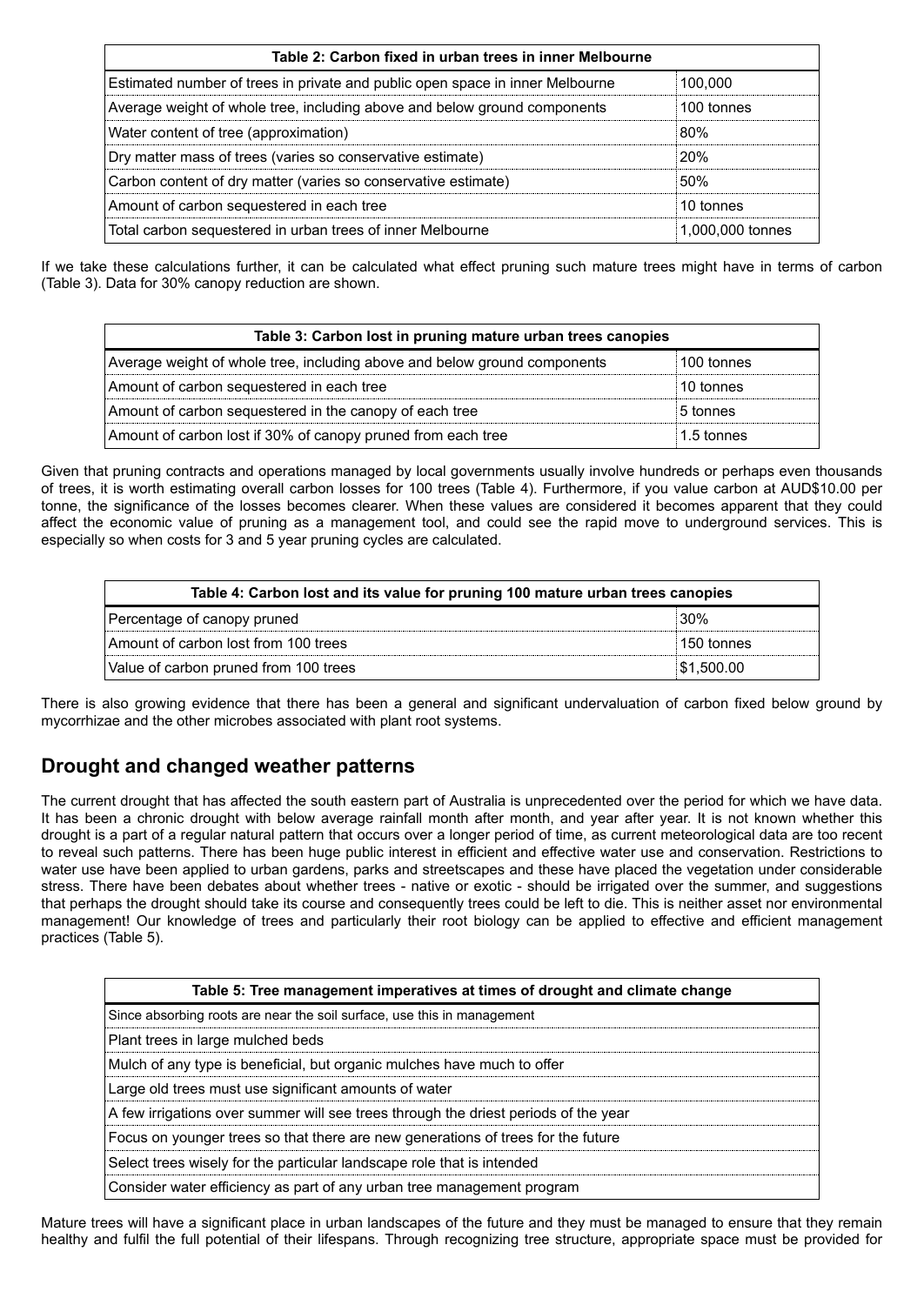| Table 2: Carbon fixed in urban trees in inner Melbourne | |
|---|---|
| Estimated number of trees in private and public open space in inner Melbourne | 100,000 |
| Average weight of whole tree, including above and below ground components | 100 tonnes |
| Water content of tree (approximation) | 80% |
| Dry matter mass of trees (varies so conservative estimate) | 20% |
| Carbon content of dry matter (varies so conservative estimate) | 50% |
| Amount of carbon sequestered in each tree | 10 tonnes |
| Total carbon sequestered in urban trees of inner Melbourne | 1,000,000 tonnes |

If we take these calculations further, it can be calculated what effect pruning such mature trees might have in terms of carbon (Table 3). Data for 30% canopy reduction are shown.

| Table 3: Carbon lost in pruning mature urban trees canopies | |
|---|---|
| Average weight of whole tree, including above and below ground components | 100 tonnes |
| Amount of carbon sequestered in each tree | 10 tonnes |
| Amount of carbon sequestered in the canopy of each tree | 5 tonnes |
| Amount of carbon lost if 30% of canopy pruned from each tree | 1.5 tonnes |

Given that pruning contracts and operations managed by local governments usually involve hundreds or perhaps even thousands of trees, it is worth estimating overall carbon losses for 100 trees (Table 4). Furthermore, if you value carbon at AUD$10.00 per tonne, the significance of the losses becomes clearer. When these values are considered it becomes apparent that they could affect the economic value of pruning as a management tool, and could see the rapid move to underground services. This is especially so when costs for 3 and 5 year pruning cycles are calculated.

| Table 4: Carbon lost and its value for pruning 100 mature urban trees canopies | |
|---|---|
| Percentage of canopy pruned | 30% |
| Amount of carbon lost from 100 trees | 150 tonnes |
| Value of carbon pruned from 100 trees | $1,500.00 |

There is also growing evidence that there has been a general and significant undervaluation of carbon fixed below ground by mycorrhizae and the other microbes associated with plant root systems.

## Drought and changed weather patterns

The current drought that has affected the south eastern part of Australia is unprecedented over the period for which we have data. It has been a chronic drought with below average rainfall month after month, and year after year. It is not known whether this drought is a part of a regular natural pattern that occurs over a longer period of time, as current meteorological data are too recent to reveal such patterns. There has been huge public interest in efficient and effective water use and conservation. Restrictions to water use have been applied to urban gardens, parks and streetscapes and these have placed the vegetation under considerable stress. There have been debates about whether trees - native or exotic - should be irrigated over the summer, and suggestions that perhaps the drought should take its course and consequently trees could be left to die. This is neither asset nor environmental management! Our knowledge of trees and particularly their root biology can be applied to effective and efficient management practices (Table 5).

| Table 5: Tree management imperatives at times of drought and climate change |
|---|
| Since absorbing roots are near the soil surface, use this in management |
| Plant trees in large mulched beds |
| Mulch of any type is beneficial, but organic mulches have much to offer |
| Large old trees must use significant amounts of water |
| A few irrigations over summer will see trees through the driest periods of the year |
| Focus on younger trees so that there are new generations of trees for the future |
| Select trees wisely for the particular landscape role that is intended |
| Consider water efficiency as part of any urban tree management program |

Mature trees will have a significant place in urban landscapes of the future and they must be managed to ensure that they remain healthy and fulfil the full potential of their lifespans. Through recognizing tree structure, appropriate space must be provided for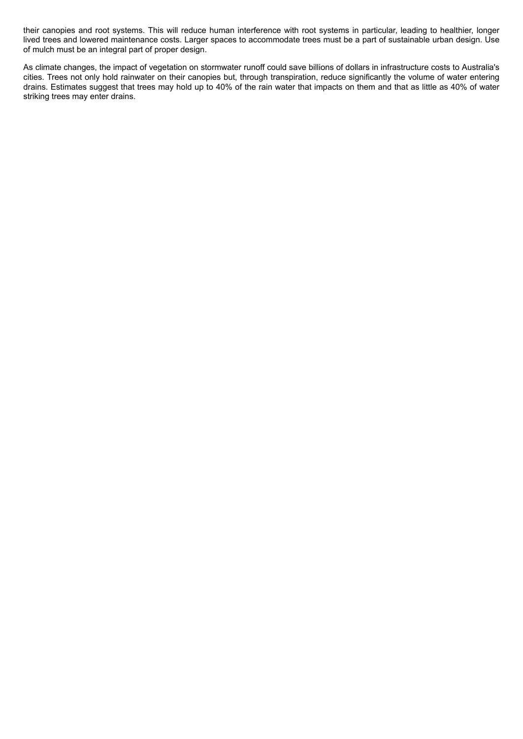their canopies and root systems. This will reduce human interference with root systems in particular, leading to healthier, longer lived trees and lowered maintenance costs. Larger spaces to accommodate trees must be a part of sustainable urban design. Use of mulch must be an integral part of proper design.

As climate changes, the impact of vegetation on stormwater runoff could save billions of dollars in infrastructure costs to Australia's cities. Trees not only hold rainwater on their canopies but, through transpiration, reduce significantly the volume of water entering drains. Estimates suggest that trees may hold up to 40% of the rain water that impacts on them and that as little as 40% of water striking trees may enter drains.